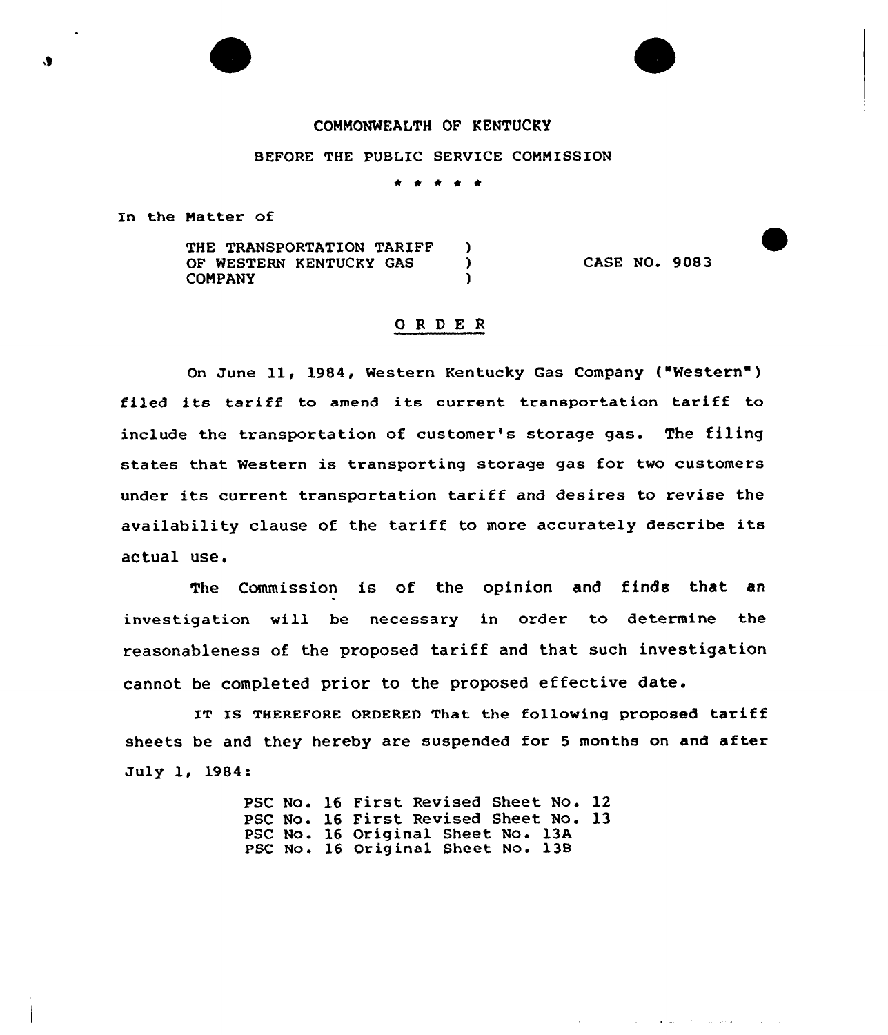COMMONWEALTH OF KENTUCKY

BEFORE THE PUBLIC SERVICE COMMISSION

\* \* \* \* \*

In the Matter of

THE TRANSPORTATION TARIFF OF WESTERN KENTUCKY GAS COMPANY ) CASE NO. 9083

## O R D E R

On June 11, 1984, Western Kentucky Gas Company ("Western") filed its tariff to amend its current transportation tariff to include the transportation of customer's storage gas. The filing states that Western is transporting storage gas for two customers under its current transportation tariff and desires to revise the availability clause of the tariff to more accurately describe its actual use.

The Commission is of the opinion and finds that an investigation will be necessary in order to determine the reasonableness of the proposed tariff and that such investigation cannot be completed prior to the proposed effective date.

IT IS THEREFORE ORDERED That the following proposed tariff sheets be and they hereby are suspended for 5 months on and after July 1, 1984:

PSC No. 16 First Revised Sheet No. 12
PSC No. 16 First Revised Sheet No. 13
PSC No. 16 Original Sheet No. 13A
PSC No. 16 Original Sheet No. 13B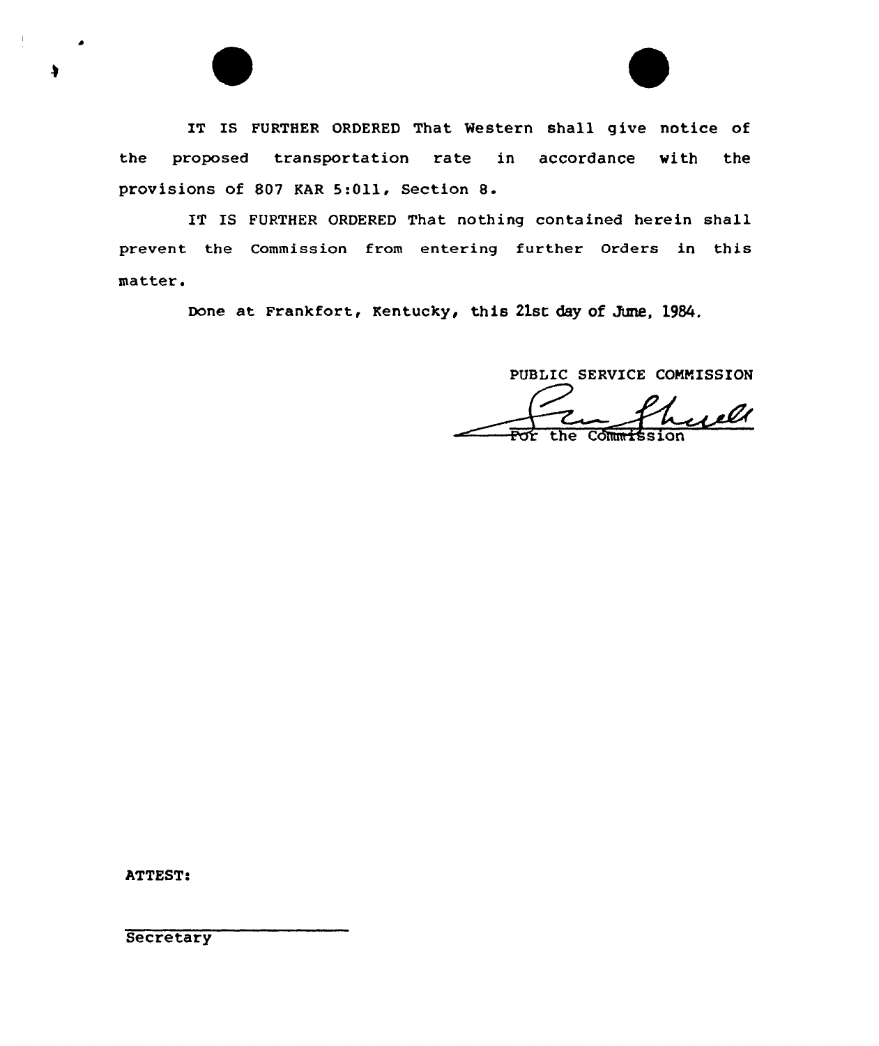IT IS FURTHER ORDERED That Western shall give notice of the proposed transportation rate in accordance with the provisions of 807 KAR 5:011, Section 8.

IT IS FURTHER ORDERED That nothing contained herein shall prevent the Commission from entering further Orders in this matter.

Done at Frankfort, Kentucky, this 21st day of June, 1984.

PUBLIC SERVICE COMMISSION

For the Commission

ATTEST:

Secretary